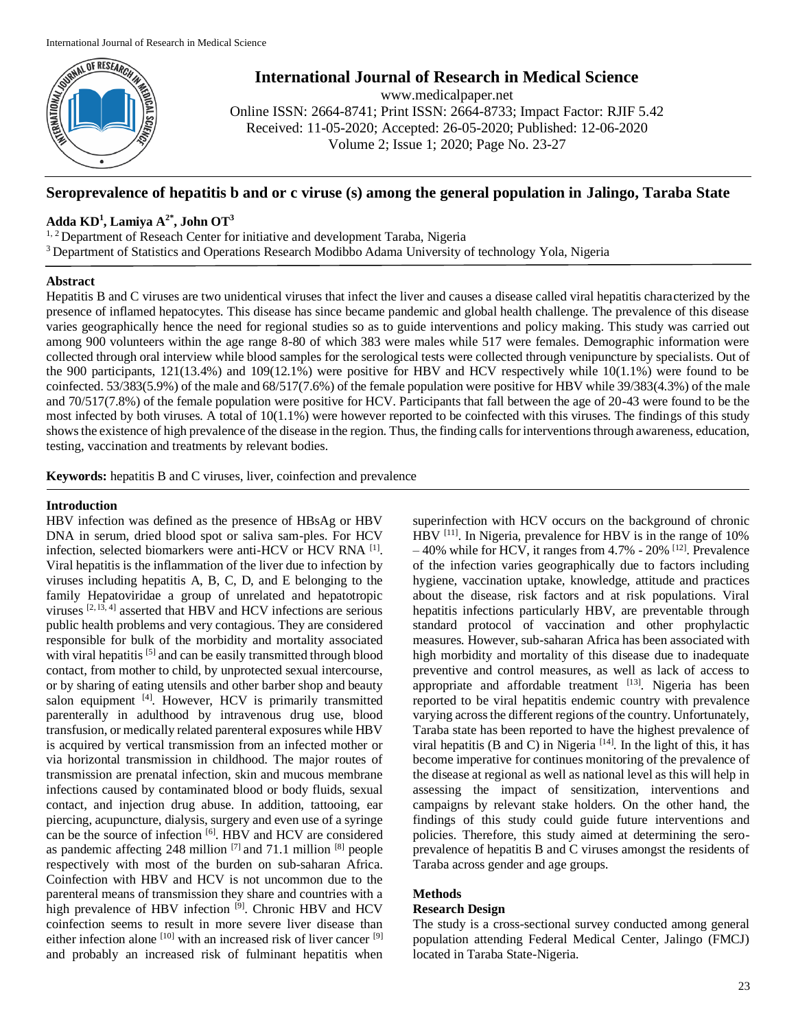# Seroprevalence of hepatitis b and or c viruse (s) among the general population in Jalingo, Taraba State

**Adda KD[1], Lamiya A[2*], John OT[3]**

[1, 2] Department of Reseach Center for initiative and development Taraba, Nigeria
[3] Department of Statistics and Operations Research Modibbo Adama University of technology Yola, Nigeria

## Abstract

Hepatitis B and C viruses are two unidentical viruses that infect the liver and causes a disease called viral hepatitis characterized by the presence of inflamed hepatocytes. This disease has since became pandemic and global health challenge. The prevalence of this disease varies geographically hence the need for regional studies so as to guide interventions and policy making. This study was carried out among 900 volunteers within the age range 8-80 of which 383 were males while 517 were females. Demographic information were collected through oral interview while blood samples for the serological tests were collected through venipuncture by specialists. Out of the 900 participants, 121(13.4%) and 109(12.1%) were positive for HBV and HCV respectively while 10(1.1%) were found to be coinfected. 53/383(5.9%) of the male and 68/517(7.6%) of the female population were positive for HBV while 39/383(4.3%) of the male and 70/517(7.8%) of the female population were positive for HCV. Participants that fall between the age of 20-43 were found to be the most infected by both viruses. A total of 10(1.1%) were however reported to be coinfected with this viruses. The findings of this study shows the existence of high prevalence of the disease in the region. Thus, the finding calls for interventions through awareness, education, testing, vaccination and treatments by relevant bodies.

**Keywords:** hepatitis B and C viruses, liver, coinfection and prevalence

## Introduction

HBV infection was defined as the presence of HBsAg or HBV DNA in serum, dried blood spot or saliva sam-ples. For HCV infection, selected biomarkers were anti-HCV or HCV RNA [1]. Viral hepatitis is the inflammation of the liver due to infection by viruses including hepatitis A, B, C, D, and E belonging to the family Hepatoviridae a group of unrelated and hepatotropic viruses [2, 13, 4] asserted that HBV and HCV infections are serious public health problems and very contagious. They are considered responsible for bulk of the morbidity and mortality associated with viral hepatitis [5] and can be easily transmitted through blood contact, from mother to child, by unprotected sexual intercourse, or by sharing of eating utensils and other barber shop and beauty salon equipment [4]. However, HCV is primarily transmitted parenterally in adulthood by intravenous drug use, blood transfusion, or medically related parenteral exposures while HBV is acquired by vertical transmission from an infected mother or via horizontal transmission in childhood. The major routes of transmission are prenatal infection, skin and mucous membrane infections caused by contaminated blood or body fluids, sexual contact, and injection drug abuse. In addition, tattooing, ear piercing, acupuncture, dialysis, surgery and even use of a syringe can be the source of infection [6]. HBV and HCV are considered as pandemic affecting 248 million [7] and 71.1 million [8] people respectively with most of the burden on sub-saharan Africa. Coinfection with HBV and HCV is not uncommon due to the parenteral means of transmission they share and countries with a high prevalence of HBV infection [9]. Chronic HBV and HCV coinfection seems to result in more severe liver disease than either infection alone [10] with an increased risk of liver cancer [9] and probably an increased risk of fulminant hepatitis when superinfection with HCV occurs on the background of chronic HBV [11]. In Nigeria, prevalence for HBV is in the range of 10% – 40% while for HCV, it ranges from 4.7% - 20% [12]. Prevalence of the infection varies geographically due to factors including hygiene, vaccination uptake, knowledge, attitude and practices about the disease, risk factors and at risk populations. Viral hepatitis infections particularly HBV, are preventable through standard protocol of vaccination and other prophylactic measures. However, sub-saharan Africa has been associated with high morbidity and mortality of this disease due to inadequate preventive and control measures, as well as lack of access to appropriate and affordable treatment [13]. Nigeria has been reported to be viral hepatitis endemic country with prevalence varying across the different regions of the country. Unfortunately, Taraba state has been reported to have the highest prevalence of viral hepatitis (B and C) in Nigeria [14]. In the light of this, it has become imperative for continues monitoring of the prevalence of the disease at regional as well as national level as this will help in assessing the impact of sensitization, interventions and campaigns by relevant stake holders. On the other hand, the findings of this study could guide future interventions and policies. Therefore, this study aimed at determining the sero-prevalence of hepatitis B and C viruses amongst the residents of Taraba across gender and age groups.

## Methods

### Research Design

The study is a cross-sectional survey conducted among general population attending Federal Medical Center, Jalingo (FMCJ) located in Taraba State-Nigeria.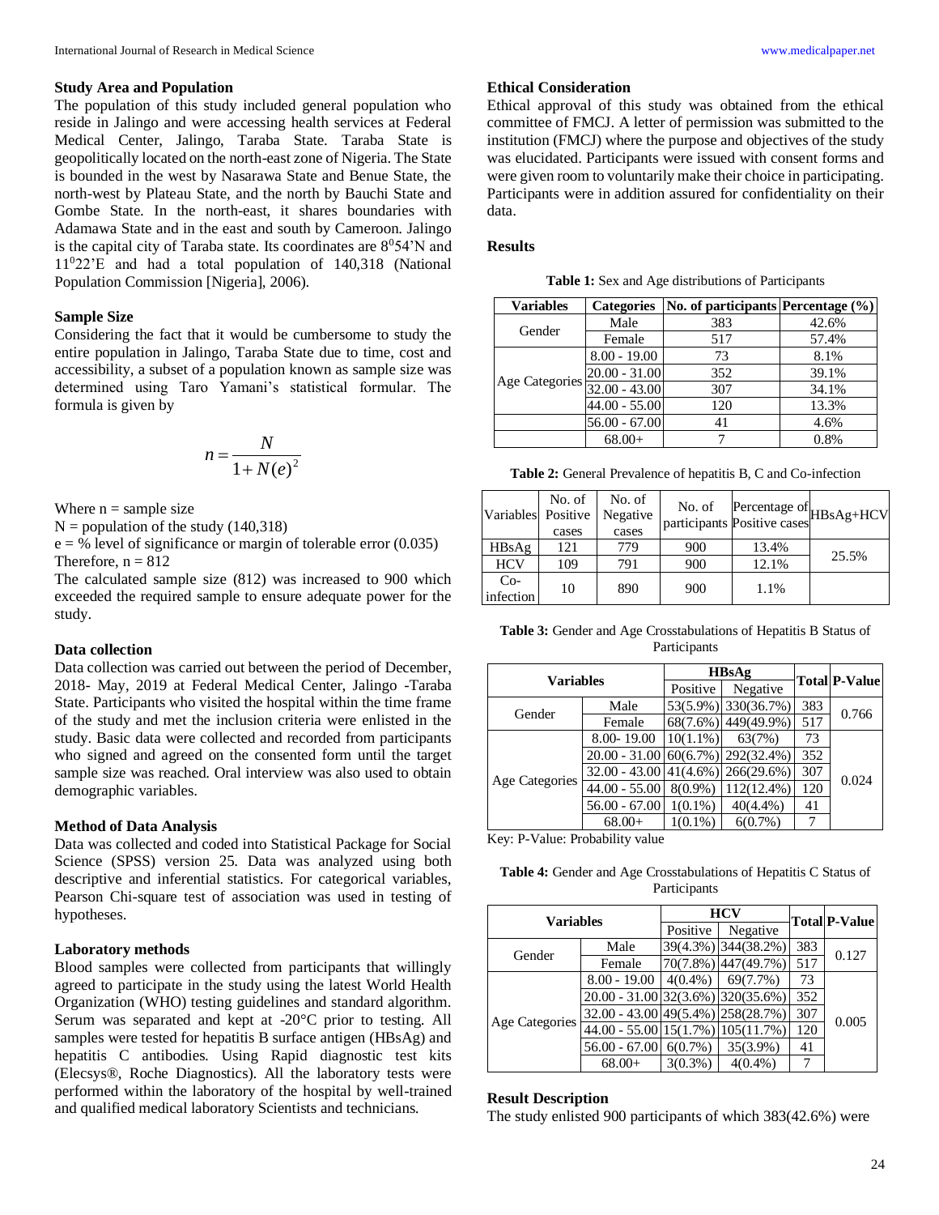### Study Area and Population

The population of this study included general population who reside in Jalingo and were accessing health services at Federal Medical Center, Jalingo, Taraba State. Taraba State is geopolitically located on the north-east zone of Nigeria. The State is bounded in the west by Nasarawa State and Benue State, the north-west by Plateau State, and the north by Bauchi State and Gombe State. In the north-east, it shares boundaries with Adamawa State and in the east and south by Cameroon. Jalingo is the capital city of Taraba state. Its coordinates are $8^{0}54$'N and $11^{0}22$'E and had a total population of 140,318 (National Population Commission [Nigeria], 2006).

### Sample Size

Considering the fact that it would be cumbersome to study the entire population in Jalingo, Taraba State due to time, cost and accessibility, a subset of a population known as sample size was determined using Taro Yamani's statistical formular. The formula is given by

$$n = \frac{N}{1 + N(e)^2}$$

Where n = sample size

N = population of the study (140,318)

e = % level of significance or margin of tolerable error (0.035)

Therefore, n = 812

The calculated sample size (812) was increased to 900 which exceeded the required sample to ensure adequate power for the study.

### Data collection

Data collection was carried out between the period of December, 2018- May, 2019 at Federal Medical Center, Jalingo -Taraba State. Participants who visited the hospital within the time frame of the study and met the inclusion criteria were enlisted in the study. Basic data were collected and recorded from participants who signed and agreed on the consented form until the target sample size was reached. Oral interview was also used to obtain demographic variables.

### Method of Data Analysis

Data was collected and coded into Statistical Package for Social Science (SPSS) version 25. Data was analyzed using both descriptive and inferential statistics. For categorical variables, Pearson Chi-square test of association was used in testing of hypotheses.

### Laboratory methods

Blood samples were collected from participants that willingly agreed to participate in the study using the latest World Health Organization (WHO) testing guidelines and standard algorithm. Serum was separated and kept at -20°C prior to testing. All samples were tested for hepatitis B surface antigen (HBsAg) and hepatitis C antibodies. Using Rapid diagnostic test kits (Elecsys®, Roche Diagnostics). All the laboratory tests were performed within the laboratory of the hospital by well-trained and qualified medical laboratory Scientists and technicians.

### Ethical Consideration

Ethical approval of this study was obtained from the ethical committee of FMCJ. A letter of permission was submitted to the institution (FMCJ) where the purpose and objectives of the study was elucidated. Participants were issued with consent forms and were given room to voluntarily make their choice in participating. Participants were in addition assured for confidentiality on their data.

### Results

**Table 1:** Sex and Age distributions of Participants

| Variables | Categories | No. of participants | Percentage (%) |
|---|---|---|---|
| Gender | Male | 383 | 42.6% |
| | Female | 517 | 57.4% |
| Age Categories | 8.00 - 19.00 | 73 | 8.1% |
| | 20.00 - 31.00 | 352 | 39.1% |
| | 32.00 - 43.00 | 307 | 34.1% |
| | 44.00 - 55.00 | 120 | 13.3% |
| | 56.00 - 67.00 | 41 | 4.6% |
| | 68.00+ | 7 | 0.8% |

**Table 2:** General Prevalence of hepatitis B, C and Co-infection

| Variables | No. of Positive cases | No. of Negative cases | No. of participants | Percentage of Positive cases | HBsAg+HCV |
|---|---|---|---|---|---|
| HBsAg | 121 | 779 | 900 | 13.4% | 25.5% |
| HCV | 109 | 791 | 900 | 12.1% | |
| Co-infection | 10 | 890 | 900 | 1.1% | |

**Table 3:** Gender and Age Crosstabulations of Hepatitis B Status of Participants

| Variables | | HBsAg | | Total | P-Value |
|---|---|---|---|---|---|
| | | Positive | Negative | | |
| Gender | Male | 53(5.9%) | 330(36.7%) | 383 | 0.766 |
| | Female | 68(7.6%) | 449(49.9%) | 517 | |
| Age Categories | 8.00- 19.00 | 10(1.1%) | 63(7%) | 73 | 0.024 |
| | 20.00 - 31.00 | 60(6.7%) | 292(32.4%) | 352 | |
| | 32.00 - 43.00 | 41(4.6%) | 266(29.6%) | 307 | |
| | 44.00 - 55.00 | 8(0.9%) | 112(12.4%) | 120 | |
| | 56.00 - 67.00 | 1(0.1%) | 40(4.4%) | 41 | |
| | 68.00+ | 1(0.1%) | 6(0.7%) | 7 | |

Key: P-Value: Probability value

**Table 4:** Gender and Age Crosstabulations of Hepatitis C Status of Participants

| Variables | | HCV | | Total | P-Value |
|---|---|---|---|---|---|
| | | Positive | Negative | | |
| Gender | Male | 39(4.3%) | 344(38.2%) | 383 | 0.127 |
| | Female | 70(7.8%) | 447(49.7%) | 517 | |
| Age Categories | 8.00 - 19.00 | 4(0.4%) | 69(7.7%) | 73 | 0.005 |
| | 20.00 - 31.00 | 32(3.6%) | 320(35.6%) | 352 | |
| | 32.00 - 43.00 | 49(5.4%) | 258(28.7%) | 307 | |
| | 44.00 - 55.00 | 15(1.7%) | 105(11.7%) | 120 | |
| | 56.00 - 67.00 | 6(0.7%) | 35(3.9%) | 41 | |
| | 68.00+ | 3(0.3%) | 4(0.4%) | 7 | |

### Result Description

The study enlisted 900 participants of which 383(42.6%) were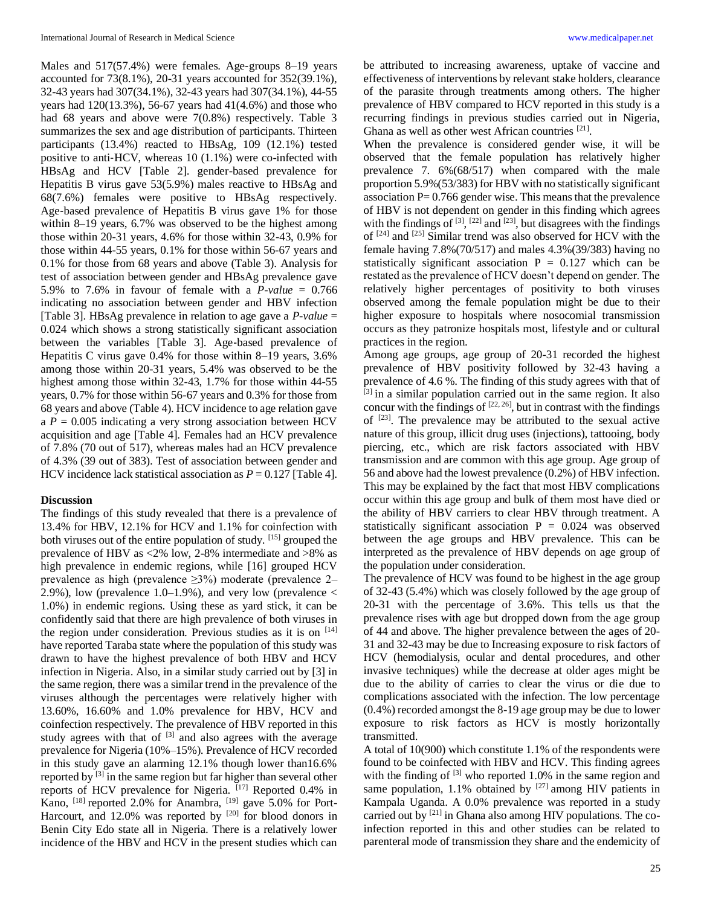Males and 517(57.4%) were females. Age-groups 8–19 years accounted for 73(8.1%), 20-31 years accounted for 352(39.1%), 32-43 years had 307(34.1%), 32-43 years had 307(34.1%), 44-55 years had 120(13.3%), 56-67 years had 41(4.6%) and those who had 68 years and above were 7(0.8%) respectively. Table 3 summarizes the sex and age distribution of participants. Thirteen participants (13.4%) reacted to HBsAg, 109 (12.1%) tested positive to anti-HCV, whereas 10 (1.1%) were co-infected with HBsAg and HCV [Table 2]. gender-based prevalence for Hepatitis B virus gave 53(5.9%) males reactive to HBsAg and 68(7.6%) females were positive to HBsAg respectively. Age-based prevalence of Hepatitis B virus gave 1% for those within 8–19 years, 6.7% was observed to be the highest among those within 20-31 years, 4.6% for those within 32-43, 0.9% for those within 44-55 years, 0.1% for those within 56-67 years and 0.1% for those from 68 years and above (Table 3). Analysis for test of association between gender and HBsAg prevalence gave 5.9% to 7.6% in favour of female with a *P-value* = 0.766 indicating no association between gender and HBV infection [Table 3]. HBsAg prevalence in relation to age gave a *P-value* = 0.024 which shows a strong statistically significant association between the variables [Table 3]. Age-based prevalence of Hepatitis C virus gave 0.4% for those within 8–19 years, 3.6% among those within 20-31 years, 5.4% was observed to be the highest among those within 32-43, 1.7% for those within 44-55 years, 0.7% for those within 56-67 years and 0.3% for those from 68 years and above (Table 4). HCV incidence to age relation gave a $P = 0.005$ indicating a very strong association between HCV acquisition and age [Table 4]. Females had an HCV prevalence of 7.8% (70 out of 517), whereas males had an HCV prevalence of 4.3% (39 out of 383). Test of association between gender and HCV incidence lack statistical association as $P = 0.127$ [Table 4].

## Discussion

The findings of this study revealed that there is a prevalence of 13.4% for HBV, 12.1% for HCV and 1.1% for coinfection with both viruses out of the entire population of study. [15] grouped the prevalence of HBV as <2% low, 2-8% intermediate and >8% as high prevalence in endemic regions, while [16] grouped HCV prevalence as high (prevalence ≥3%) moderate (prevalence 2–2.9%), low (prevalence 1.0–1.9%), and very low (prevalence < 1.0%) in endemic regions. Using these as yard stick, it can be confidently said that there are high prevalence of both viruses in the region under consideration. Previous studies as it is on [14] have reported Taraba state where the population of this study was drawn to have the highest prevalence of both HBV and HCV infection in Nigeria. Also, in a similar study carried out by [3] in the same region, there was a similar trend in the prevalence of the viruses although the percentages were relatively higher with 13.60%, 16.60% and 1.0% prevalence for HBV, HCV and coinfection respectively. The prevalence of HBV reported in this study agrees with that of [3] and also agrees with the average prevalence for Nigeria (10%–15%). Prevalence of HCV recorded in this study gave an alarming 12.1% though lower than16.6% reported by [3] in the same region but far higher than several other reports of HCV prevalence for Nigeria. [17] Reported 0.4% in Kano, [18] reported 2.0% for Anambra, [19] gave 5.0% for Port-Harcourt, and 12.0% was reported by [20] for blood donors in Benin City Edo state all in Nigeria. There is a relatively lower incidence of the HBV and HCV in the present studies which can be attributed to increasing awareness, uptake of vaccine and effectiveness of interventions by relevant stake holders, clearance of the parasite through treatments among others. The higher prevalence of HBV compared to HCV reported in this study is a recurring findings in previous studies carried out in Nigeria, Ghana as well as other west African countries [21].

When the prevalence is considered gender wise, it will be observed that the female population has relatively higher prevalence 7. 6%(68/517) when compared with the male proportion 5.9%(53/383) for HBV with no statistically significant association P= 0.766 gender wise. This means that the prevalence of HBV is not dependent on gender in this finding which agrees with the findings of [3], [22] and [23], but disagrees with the findings of [24] and [25] Similar trend was also observed for HCV with the female having 7.8%(70/517) and males 4.3%(39/383) having no statistically significant association P = 0.127 which can be restated as the prevalence of HCV doesn't depend on gender. The relatively higher percentages of positivity to both viruses observed among the female population might be due to their higher exposure to hospitals where nosocomial transmission occurs as they patronize hospitals most, lifestyle and or cultural practices in the region.

Among age groups, age group of 20-31 recorded the highest prevalence of HBV positivity followed by 32-43 having a prevalence of 4.6 %. The finding of this study agrees with that of [3] in a similar population carried out in the same region. It also concur with the findings of [22, 26], but in contrast with the findings of [23]. The prevalence may be attributed to the sexual active nature of this group, illicit drug uses (injections), tattooing, body piercing, etc., which are risk factors associated with HBV transmission and are common with this age group. Age group of 56 and above had the lowest prevalence (0.2%) of HBV infection. This may be explained by the fact that most HBV complications occur within this age group and bulk of them most have died or the ability of HBV carriers to clear HBV through treatment. A statistically significant association P = 0.024 was observed between the age groups and HBV prevalence. This can be interpreted as the prevalence of HBV depends on age group of the population under consideration.

The prevalence of HCV was found to be highest in the age group of 32-43 (5.4%) which was closely followed by the age group of 20-31 with the percentage of 3.6%. This tells us that the prevalence rises with age but dropped down from the age group of 44 and above. The higher prevalence between the ages of 20-31 and 32-43 may be due to Increasing exposure to risk factors of HCV (hemodialysis, ocular and dental procedures, and other invasive techniques) while the decrease at older ages might be due to the ability of carries to clear the virus or die due to complications associated with the infection. The low percentage (0.4%) recorded amongst the 8-19 age group may be due to lower exposure to risk factors as HCV is mostly horizontally transmitted.

A total of 10(900) which constitute 1.1% of the respondents were found to be coinfected with HBV and HCV. This finding agrees with the finding of [3] who reported 1.0% in the same region and same population, 1.1% obtained by [27] among HIV patients in Kampala Uganda. A 0.0% prevalence was reported in a study carried out by [21] in Ghana also among HIV populations. The co-infection reported in this and other studies can be related to parenteral mode of transmission they share and the endemicity of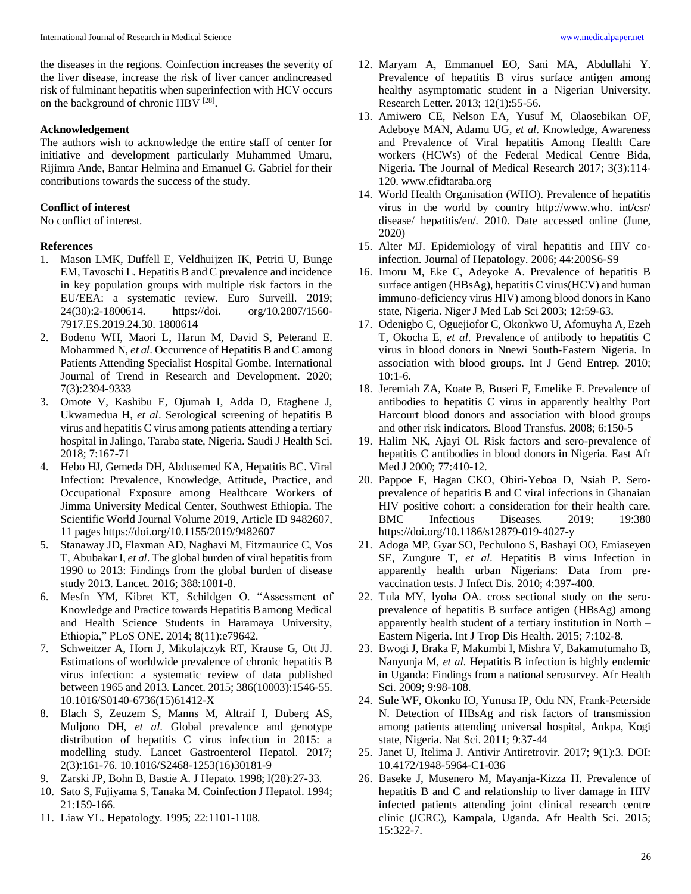the diseases in the regions. Coinfection increases the severity of the liver disease, increase the risk of liver cancer andincreased risk of fulminant hepatitis when superinfection with HCV occurs on the background of chronic HBV [28].

**Acknowledgement**

The authors wish to acknowledge the entire staff of center for initiative and development particularly Muhammed Umaru, Rijimra Ande, Bantar Helmina and Emanuel G. Gabriel for their contributions towards the success of the study.

**Conflict of interest**

No conflict of interest.

**References**

1. Mason LMK, Duffell E, Veldhuijzen IK, Petriti U, Bunge EM, Tavoschi L. Hepatitis B and C prevalence and incidence in key population groups with multiple risk factors in the EU/EEA: a systematic review. Euro Surveill. 2019; 24(30):2-1800614. https://doi. org/10.2807/1560-7917.ES.2019.24.30. 1800614
2. Bodeno WH, Maori L, Harun M, David S, Peterand E. Mohammed N, *et al*. Occurrence of Hepatitis B and C among Patients Attending Specialist Hospital Gombe. International Journal of Trend in Research and Development. 2020; 7(3):2394-9333
3. Omote V, Kashibu E, Ojumah I, Adda D, Etaghene J, Ukwamedua H, *et al*. Serological screening of hepatitis B virus and hepatitis C virus among patients attending a tertiary hospital in Jalingo, Taraba state, Nigeria. Saudi J Health Sci. 2018; 7:167-71
4. Hebo HJ, Gemeda DH, Abdusemed KA, Hepatitis BC. Viral Infection: Prevalence, Knowledge, Attitude, Practice, and Occupational Exposure among Healthcare Workers of Jimma University Medical Center, Southwest Ethiopia. The Scientific World Journal Volume 2019, Article ID 9482607, 11 pages https://doi.org/10.1155/2019/9482607
5. Stanaway JD, Flaxman AD, Naghavi M, Fitzmaurice C, Vos T, Abubakar I, *et al*. The global burden of viral hepatitis from 1990 to 2013: Findings from the global burden of disease study 2013. Lancet. 2016; 388:1081-8.
6. Mesfn YM, Kibret KT, Schildgen O. "Assessment of Knowledge and Practice towards Hepatitis B among Medical and Health Science Students in Haramaya University, Ethiopia," PLoS ONE. 2014; 8(11):e79642.
7. Schweitzer A, Horn J, Mikolajczyk RT, Krause G, Ott JJ. Estimations of worldwide prevalence of chronic hepatitis B virus infection: a systematic review of data published between 1965 and 2013. Lancet. 2015; 386(10003):1546-55. 10.1016/S0140-6736(15)61412-X
8. Blach S, Zeuzem S, Manns M, Altraif I, Duberg AS, Muljono DH, *et al.* Global prevalence and genotype distribution of hepatitis C virus infection in 2015: a modelling study. Lancet Gastroenterol Hepatol. 2017; 2(3):161-76. 10.1016/S2468-1253(16)30181-9
9. Zarski JP, Bohn B, Bastie A. J Hepato. 1998; l(28):27-33.
10. Sato S, Fujiyama S, Tanaka M. Coinfection J Hepatol. 1994; 21:159-166.
11. Liaw YL. Hepatology. 1995; 22:1101-1108.
12. Maryam A, Emmanuel EO, Sani MA, Abdullahi Y. Prevalence of hepatitis B virus surface antigen among healthy asymptomatic student in a Nigerian University. Research Letter. 2013; 12(1):55-56.
13. Amiwero CE, Nelson EA, Yusuf M, Olaosebikan OF, Adeboye MAN, Adamu UG, *et al*. Knowledge, Awareness and Prevalence of Viral hepatitis Among Health Care workers (HCWs) of the Federal Medical Centre Bida, Nigeria. The Journal of Medical Research 2017; 3(3):114-120. www.cfidtaraba.org
14. World Health Organisation (WHO). Prevalence of hepatitis virus in the world by country http://www.who. int/csr/ disease/ hepatitis/en/. 2010. Date accessed online (June, 2020)
15. Alter MJ. Epidemiology of viral hepatitis and HIV co-infection. Journal of Hepatology. 2006; 44:200S6-S9
16. Imoru M, Eke C, Adeyoke A. Prevalence of hepatitis B surface antigen (HBsAg), hepatitis C virus(HCV) and human immuno-deficiency virus HIV) among blood donors in Kano state, Nigeria. Niger J Med Lab Sci 2003; 12:59-63.
17. Odenigbo C, Oguejiofor C, Okonkwo U, Afomuyha A, Ezeh T, Okocha E, *et al*. Prevalence of antibody to hepatitis C virus in blood donors in Nnewi South-Eastern Nigeria. In association with blood groups. Int J Gend Entrep. 2010; 10:1-6.
18. Jeremiah ZA, Koate B, Buseri F, Emelike F. Prevalence of antibodies to hepatitis C virus in apparently healthy Port Harcourt blood donors and association with blood groups and other risk indicators. Blood Transfus. 2008; 6:150-5
19. Halim NK, Ajayi OI. Risk factors and sero-prevalence of hepatitis C antibodies in blood donors in Nigeria. East Afr Med J 2000; 77:410-12.
20. Pappoe F, Hagan CKO, Obiri-Yeboa D, Nsiah P. Sero-prevalence of hepatitis B and C viral infections in Ghanaian HIV positive cohort: a consideration for their health care. BMC Infectious Diseases. 2019; 19:380 https://doi.org/10.1186/s12879-019-4027-y
21. Adoga MP, Gyar SO, Pechulono S, Bashayi OO, Emiaseyen SE, Zungure T, *et al.* Hepatitis B virus Infection in apparently health urban Nigerians: Data from pre-vaccination tests. J Infect Dis. 2010; 4:397-400.
22. Tula MY, lyoha OA. cross sectional study on the sero-prevalence of hepatitis B surface antigen (HBsAg) among apparently health student of a tertiary institution in North – Eastern Nigeria. Int J Trop Dis Health. 2015; 7:102-8.
23. Bwogi J, Braka F, Makumbi I, Mishra V, Bakamutumaho B, Nanyunja M, *et al.* Hepatitis B infection is highly endemic in Uganda: Findings from a national serosurvey. Afr Health Sci. 2009; 9:98-108.
24. Sule WF, Okonko IO, Yunusa IP, Odu NN, Frank-Peterside N. Detection of HBsAg and risk factors of transmission among patients attending universal hospital, Ankpa, Kogi state, Nigeria. Nat Sci. 2011; 9:37-44
25. Janet U, Itelima J. Antivir Antiretrovir. 2017; 9(1):3. DOI: 10.4172/1948-5964-C1-036
26. Baseke J, Musenero M, Mayanja-Kizza H. Prevalence of hepatitis B and C and relationship to liver damage in HIV infected patients attending joint clinical research centre clinic (JCRC), Kampala, Uganda. Afr Health Sci. 2015; 15:322-7.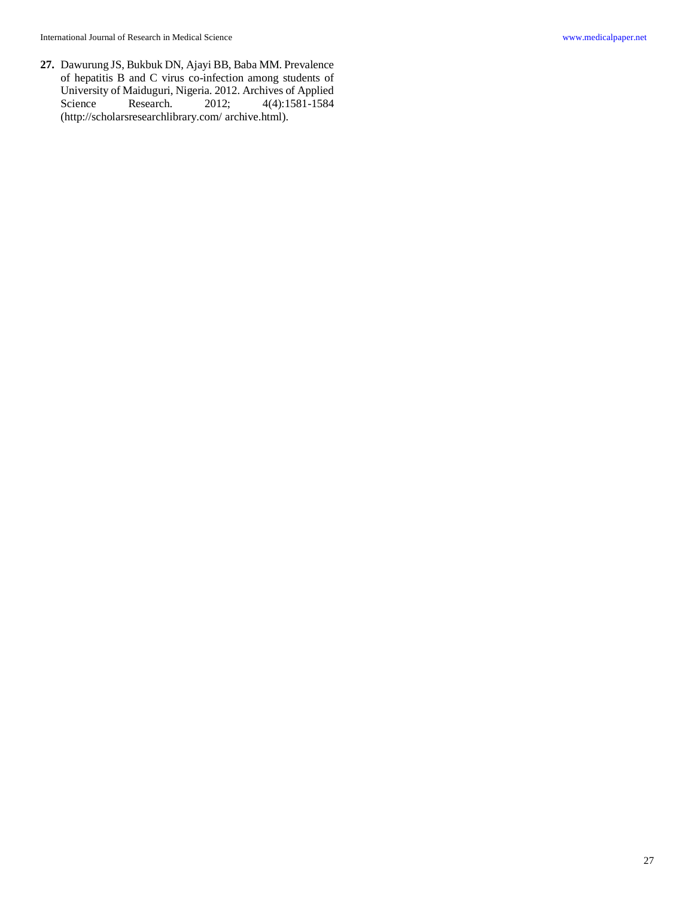27. Dawurung JS, Bukbuk DN, Ajayi BB, Baba MM. Prevalence of hepatitis B and C virus co-infection among students of University of Maiduguri, Nigeria. 2012. Archives of Applied Science Research. 2012; 4(4):1581-1584 (http://scholarsresearchlibrary.com/ archive.html).